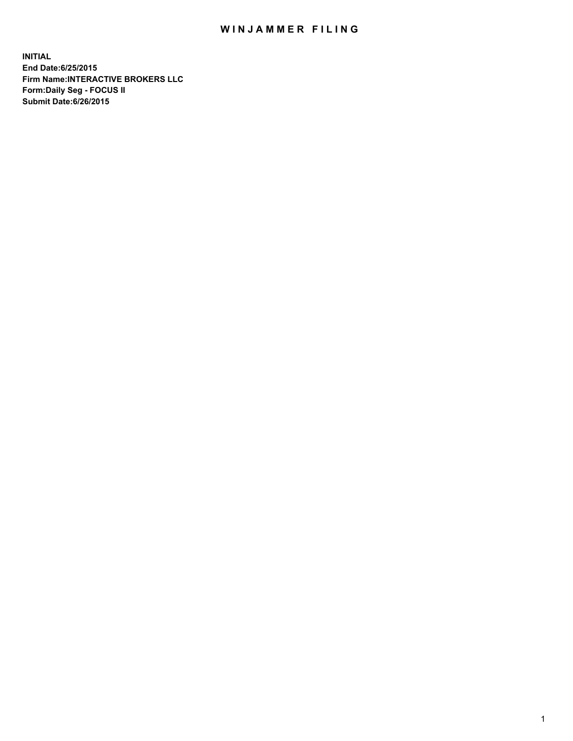# WINJAMMER FILING

**INITIAL**
**End Date:6/25/2015**
**Firm Name:INTERACTIVE BROKERS LLC**
**Form:Daily Seg - FOCUS II**
**Submit Date:6/26/2015**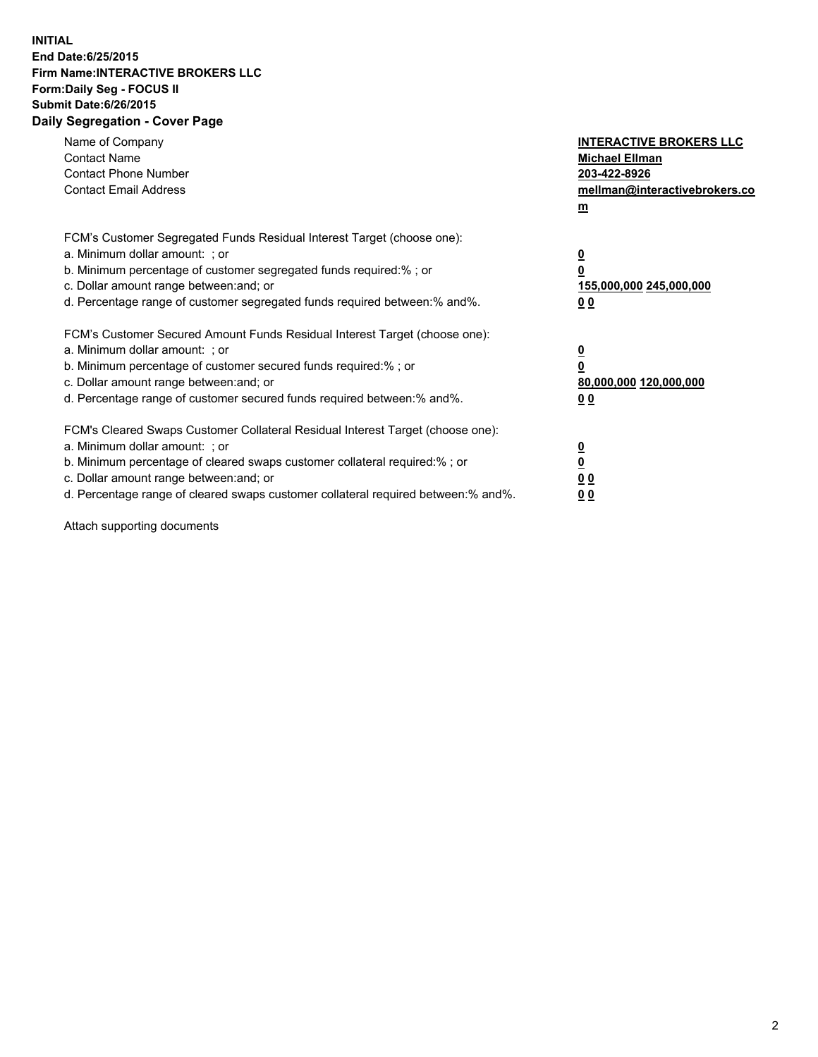**INITIAL**
**End Date:6/25/2015**
**Firm Name:INTERACTIVE BROKERS LLC**
**Form:Daily Seg - FOCUS II**
**Submit Date:6/26/2015**

## Daily Segregation - Cover Page

| | |
|---|---|
| Name of Company | **INTERACTIVE BROKERS LLC** |
| Contact Name | **Michael Ellman** |
| Contact Phone Number | **203-422-8926** |
| Contact Email Address | **mellman@interactivebrokers.com** |

FCM's Customer Segregated Funds Residual Interest Target (choose one):

| | |
|---|---|
| a. Minimum dollar amount: ; or | **0** |
| b. Minimum percentage of customer segregated funds required:% ; or | **0** |
| c. Dollar amount range between:and; or | **155,000,000 245,000,000** |
| d. Percentage range of customer segregated funds required between:% and%. | **0 0** |

FCM's Customer Secured Amount Funds Residual Interest Target (choose one):

| | |
|---|---|
| a. Minimum dollar amount: ; or | **0** |
| b. Minimum percentage of customer secured funds required:% ; or | **0** |
| c. Dollar amount range between:and; or | **80,000,000 120,000,000** |
| d. Percentage range of customer secured funds required between:% and%. | **0 0** |

FCM's Cleared Swaps Customer Collateral Residual Interest Target (choose one):

| | |
|---|---|
| a. Minimum dollar amount: ; or | **0** |
| b. Minimum percentage of cleared swaps customer collateral required:% ; or | **0** |
| c. Dollar amount range between:and; or | **0 0** |
| d. Percentage range of cleared swaps customer collateral required between:% and%. | **0 0** |

Attach supporting documents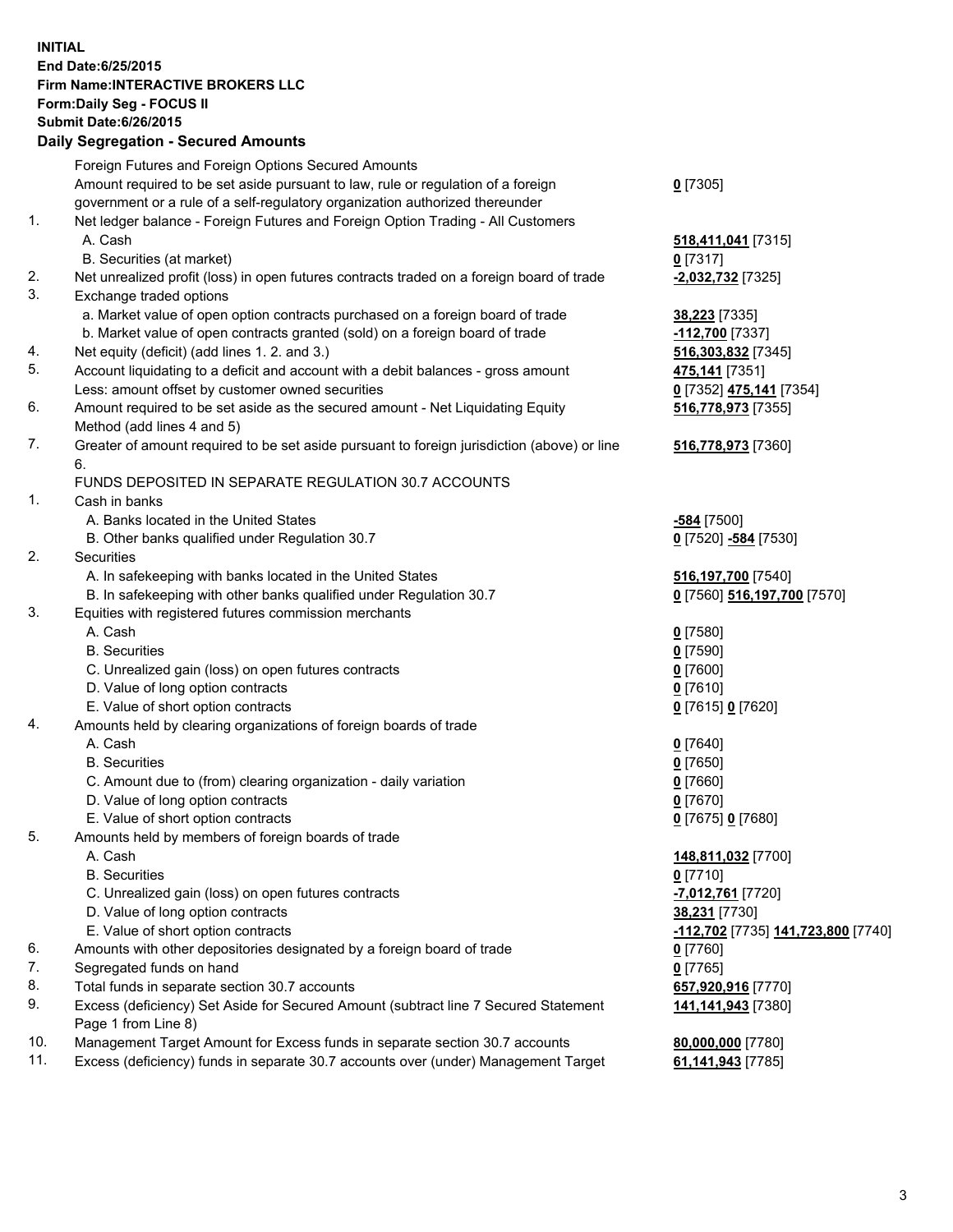**INITIAL**
**End Date:6/25/2015**
**Firm Name:INTERACTIVE BROKERS LLC**
**Form:Daily Seg - FOCUS II**
**Submit Date:6/26/2015**

## Daily Segregation - Secured Amounts

| | | |
|---|---|---|
| | Foreign Futures and Foreign Options Secured Amounts | |
| | Amount required to be set aside pursuant to law, rule or regulation of a foreign government or a rule of a self-regulatory organization authorized thereunder | **0** [7305] |
| 1. | Net ledger balance - Foreign Futures and Foreign Option Trading - All Customers | |
| | A. Cash | **518,411,041** [7315] |
| | B. Securities (at market) | **0** [7317] |
| 2. | Net unrealized profit (loss) in open futures contracts traded on a foreign board of trade | **-2,032,732** [7325] |
| 3. | Exchange traded options | |
| | a. Market value of open option contracts purchased on a foreign board of trade | **38,223** [7335] |
| | b. Market value of open contracts granted (sold) on a foreign board of trade | **-112,700** [7337] |
| 4. | Net equity (deficit) (add lines 1. 2. and 3.) | **516,303,832** [7345] |
| 5. | Account liquidating to a deficit and account with a debit balances - gross amount | **475,141** [7351] |
| | Less: amount offset by customer owned securities | **0** [7352] **475,141** [7354] |
| 6. | Amount required to be set aside as the secured amount - Net Liquidating Equity Method (add lines 4 and 5) | **516,778,973** [7355] |
| 7. | Greater of amount required to be set aside pursuant to foreign jurisdiction (above) or line 6. | **516,778,973** [7360] |
| | FUNDS DEPOSITED IN SEPARATE REGULATION 30.7 ACCOUNTS | |
| 1. | Cash in banks | |
| | A. Banks located in the United States | **-584** [7500] |
| | B. Other banks qualified under Regulation 30.7 | **0** [7520] **-584** [7530] |
| 2. | Securities | |
| | A. In safekeeping with banks located in the United States | **516,197,700** [7540] |
| | B. In safekeeping with other banks qualified under Regulation 30.7 | **0** [7560] **516,197,700** [7570] |
| 3. | Equities with registered futures commission merchants | |
| | A. Cash | **0** [7580] |
| | B. Securities | **0** [7590] |
| | C. Unrealized gain (loss) on open futures contracts | **0** [7600] |
| | D. Value of long option contracts | **0** [7610] |
| | E. Value of short option contracts | **0** [7615] **0** [7620] |
| 4. | Amounts held by clearing organizations of foreign boards of trade | |
| | A. Cash | **0** [7640] |
| | B. Securities | **0** [7650] |
| | C. Amount due to (from) clearing organization - daily variation | **0** [7660] |
| | D. Value of long option contracts | **0** [7670] |
| | E. Value of short option contracts | **0** [7675] **0** [7680] |
| 5. | Amounts held by members of foreign boards of trade | |
| | A. Cash | **148,811,032** [7700] |
| | B. Securities | **0** [7710] |
| | C. Unrealized gain (loss) on open futures contracts | **-7,012,761** [7720] |
| | D. Value of long option contracts | **38,231** [7730] |
| | E. Value of short option contracts | **-112,702** [7735] **141,723,800** [7740] |
| 6. | Amounts with other depositories designated by a foreign board of trade | **0** [7760] |
| 7. | Segregated funds on hand | **0** [7765] |
| 8. | Total funds in separate section 30.7 accounts | **657,920,916** [7770] |
| 9. | Excess (deficiency) Set Aside for Secured Amount (subtract line 7 Secured Statement Page 1 from Line 8) | **141,141,943** [7380] |
| 10. | Management Target Amount for Excess funds in separate section 30.7 accounts | **80,000,000** [7780] |
| 11. | Excess (deficiency) funds in separate 30.7 accounts over (under) Management Target | **61,141,943** [7785] |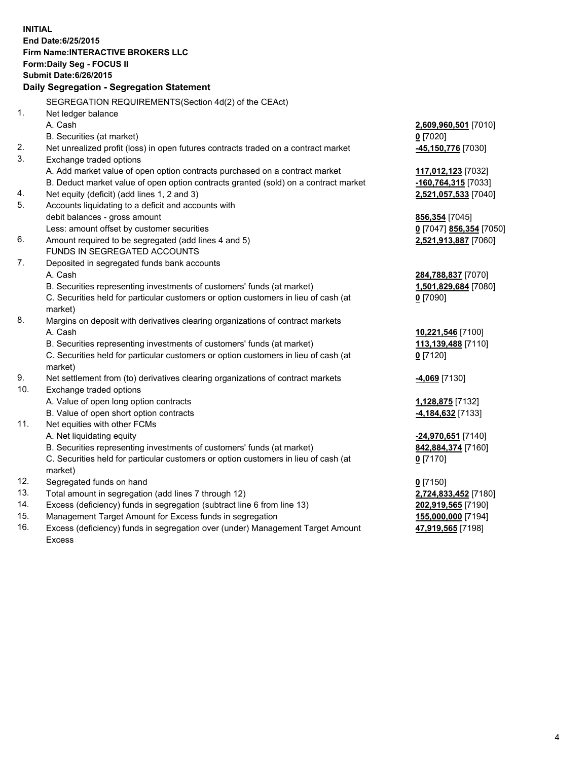**INITIAL**
**End Date:6/25/2015**
**Firm Name:INTERACTIVE BROKERS LLC**
**Form:Daily Seg - FOCUS II**
**Submit Date:6/26/2015**

**Daily Segregation - Segregation Statement**

SEGREGATION REQUIREMENTS(Section 4d(2) of the CEAct)

| | | |
|---|---|---|
| 1. | Net ledger balance | |
| | A. Cash | **2,609,960,501** [7010] |
| | B. Securities (at market) | **0** [7020] |
| 2. | Net unrealized profit (loss) in open futures contracts traded on a contract market | **-45,150,776** [7030] |
| 3. | Exchange traded options | |
| | A. Add market value of open option contracts purchased on a contract market | **117,012,123** [7032] |
| | B. Deduct market value of open option contracts granted (sold) on a contract market | **-160,764,315** [7033] |
| 4. | Net equity (deficit) (add lines 1, 2 and 3) | **2,521,057,533** [7040] |
| 5. | Accounts liquidating to a deficit and accounts with debit balances - gross amount | **856,354** [7045] |
| | Less: amount offset by customer securities | **0** [7047] **856,354** [7050] |
| 6. | Amount required to be segregated (add lines 4 and 5) | **2,521,913,887** [7060] |
| | FUNDS IN SEGREGATED ACCOUNTS | |
| 7. | Deposited in segregated funds bank accounts | |
| | A. Cash | **284,788,837** [7070] |
| | B. Securities representing investments of customers' funds (at market) | **1,501,829,684** [7080] |
| | C. Securities held for particular customers or option customers in lieu of cash (at market) | **0** [7090] |
| 8. | Margins on deposit with derivatives clearing organizations of contract markets | |
| | A. Cash | **10,221,546** [7100] |
| | B. Securities representing investments of customers' funds (at market) | **113,139,488** [7110] |
| | C. Securities held for particular customers or option customers in lieu of cash (at market) | **0** [7120] |
| 9. | Net settlement from (to) derivatives clearing organizations of contract markets | **-4,069** [7130] |
| 10. | Exchange traded options | |
| | A. Value of open long option contracts | **1,128,875** [7132] |
| | B. Value of open short option contracts | **-4,184,632** [7133] |
| 11. | Net equities with other FCMs | |
| | A. Net liquidating equity | **-24,970,651** [7140] |
| | B. Securities representing investments of customers' funds (at market) | **842,884,374** [7160] |
| | C. Securities held for particular customers or option customers in lieu of cash (at market) | **0** [7170] |
| 12. | Segregated funds on hand | **0** [7150] |
| 13. | Total amount in segregation (add lines 7 through 12) | **2,724,833,452** [7180] |
| 14. | Excess (deficiency) funds in segregation (subtract line 6 from line 13) | **202,919,565** [7190] |
| 15. | Management Target Amount for Excess funds in segregation | **155,000,000** [7194] |
| 16. | Excess (deficiency) funds in segregation over (under) Management Target Amount Excess | **47,919,565** [7198] |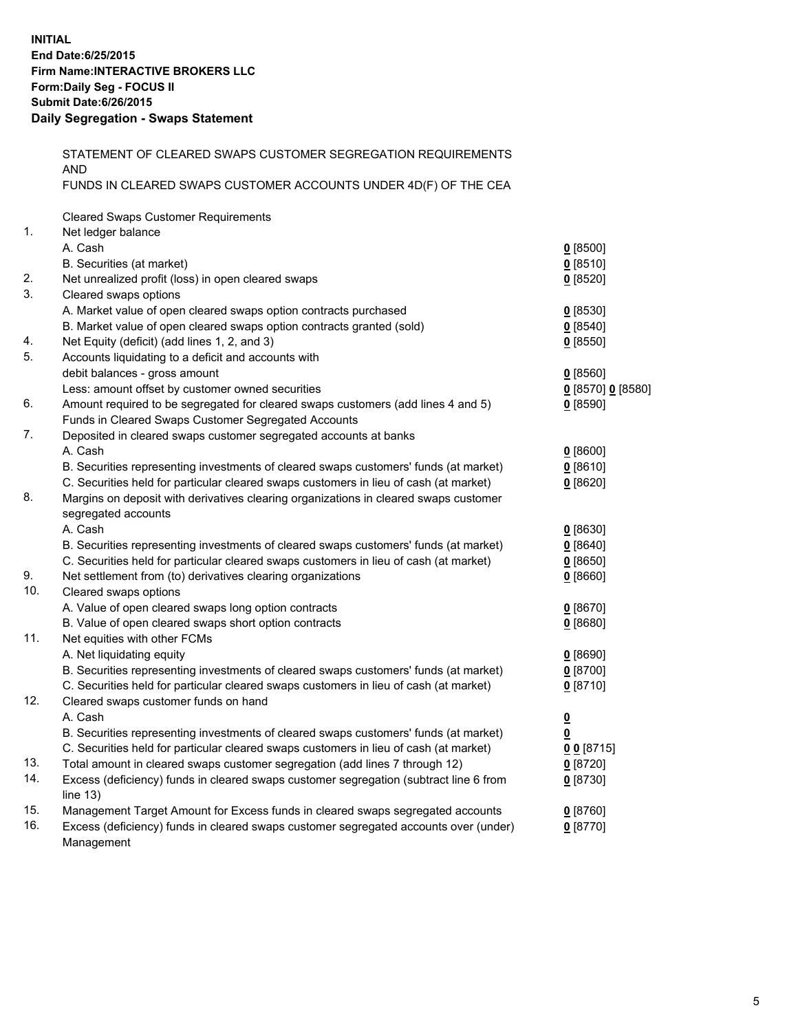**INITIAL**
**End Date:6/25/2015**
**Firm Name:INTERACTIVE BROKERS LLC**
**Form:Daily Seg - FOCUS II**
**Submit Date:6/26/2015**
**Daily Segregation - Swaps Statement**

STATEMENT OF CLEARED SWAPS CUSTOMER SEGREGATION REQUIREMENTS AND FUNDS IN CLEARED SWAPS CUSTOMER ACCOUNTS UNDER 4D(F) OF THE CEA

| | | |
|---|---|---|
| | Cleared Swaps Customer Requirements | |
| 1. | Net ledger balance | |
| | A. Cash | 0 [8500] |
| | B. Securities (at market) | 0 [8510] |
| 2. | Net unrealized profit (loss) in open cleared swaps | 0 [8520] |
| 3. | Cleared swaps options | |
| | A. Market value of open cleared swaps option contracts purchased | 0 [8530] |
| | B. Market value of open cleared swaps option contracts granted (sold) | 0 [8540] |
| 4. | Net Equity (deficit) (add lines 1, 2, and 3) | 0 [8550] |
| 5. | Accounts liquidating to a deficit and accounts with debit balances - gross amount | 0 [8560] |
| | Less: amount offset by customer owned securities | 0 [8570] 0 [8580] |
| 6. | Amount required to be segregated for cleared swaps customers (add lines 4 and 5) | 0 [8590] |
| | Funds in Cleared Swaps Customer Segregated Accounts | |
| 7. | Deposited in cleared swaps customer segregated accounts at banks | |
| | A. Cash | 0 [8600] |
| | B. Securities representing investments of cleared swaps customers' funds (at market) | 0 [8610] |
| | C. Securities held for particular cleared swaps customers in lieu of cash (at market) | 0 [8620] |
| 8. | Margins on deposit with derivatives clearing organizations in cleared swaps customer segregated accounts | |
| | A. Cash | 0 [8630] |
| | B. Securities representing investments of cleared swaps customers' funds (at market) | 0 [8640] |
| | C. Securities held for particular cleared swaps customers in lieu of cash (at market) | 0 [8650] |
| 9. | Net settlement from (to) derivatives clearing organizations | 0 [8660] |
| 10. | Cleared swaps options | |
| | A. Value of open cleared swaps long option contracts | 0 [8670] |
| | B. Value of open cleared swaps short option contracts | 0 [8680] |
| 11. | Net equities with other FCMs | |
| | A. Net liquidating equity | 0 [8690] |
| | B. Securities representing investments of cleared swaps customers' funds (at market) | 0 [8700] |
| | C. Securities held for particular cleared swaps customers in lieu of cash (at market) | 0 [8710] |
| 12. | Cleared swaps customer funds on hand | |
| | A. Cash | 0 |
| | B. Securities representing investments of cleared swaps customers' funds (at market) | 0 |
| | C. Securities held for particular cleared swaps customers in lieu of cash (at market) | 0 0 [8715] |
| 13. | Total amount in cleared swaps customer segregation (add lines 7 through 12) | 0 [8720] |
| 14. | Excess (deficiency) funds in cleared swaps customer segregation (subtract line 6 from line 13) | 0 [8730] |
| 15. | Management Target Amount for Excess funds in cleared swaps segregated accounts | 0 [8760] |
| 16. | Excess (deficiency) funds in cleared swaps customer segregated accounts over (under) Management | 0 [8770] |